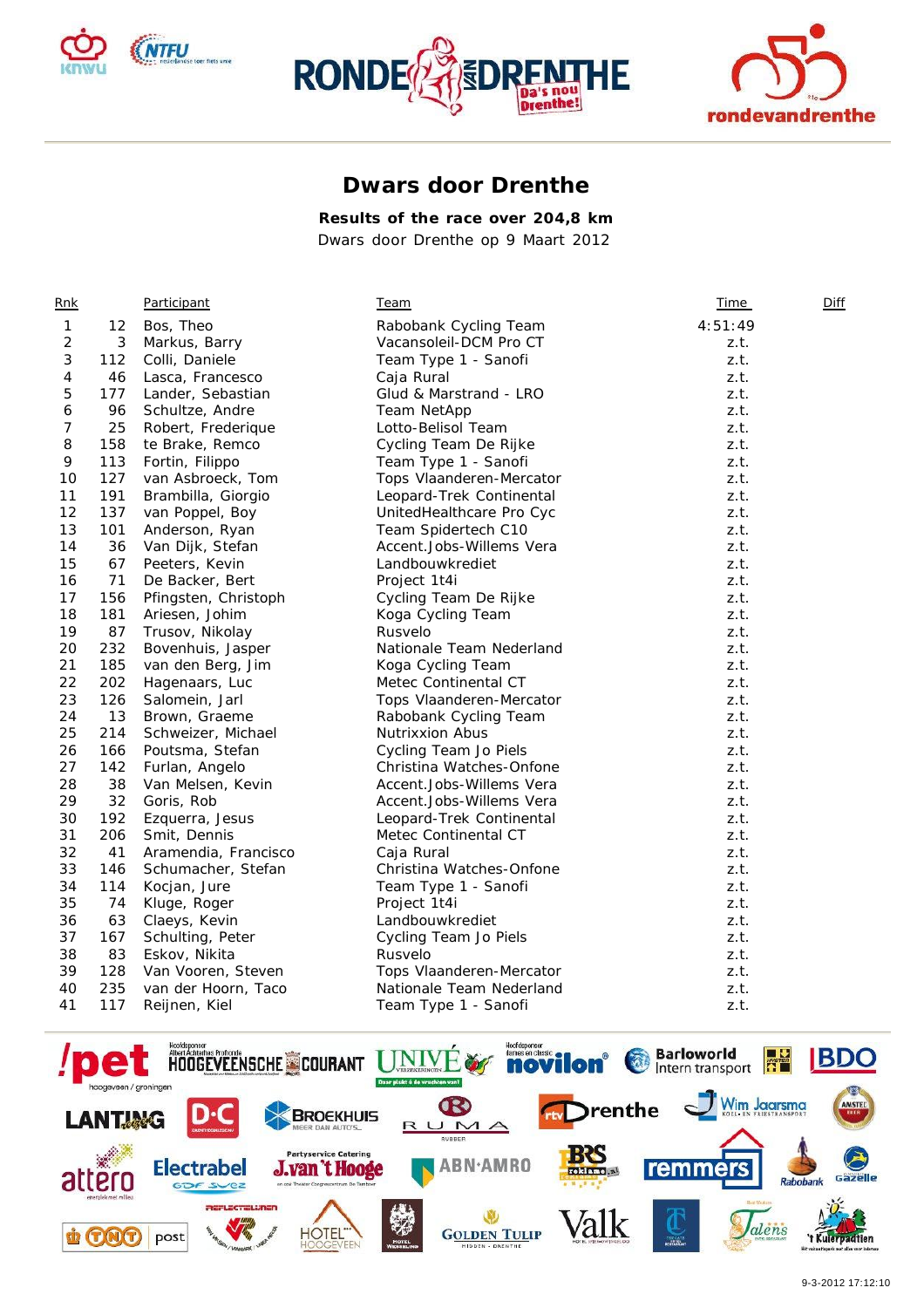# Dwars door Drenthe

**Results of the race over 204,8 km**

Dwars door Drenthe op 9 Maart 2012

| Rnk | | Participant | Team | Time | Diff |
|---|---|---|---|---|---|
| 1 | 12 | Bos, Theo | Rabobank Cycling Team | 4:51:49 | |
| 2 | 3 | Markus, Barry | Vacansoleil-DCM Pro CT | z.t. | |
| 3 | 112 | Colli, Daniele | Team Type 1 - Sanofi | z.t. | |
| 4 | 46 | Lasca, Francesco | Caja Rural | z.t. | |
| 5 | 177 | Lander, Sebastian | Glud & Marstrand - LRO | z.t. | |
| 6 | 96 | Schultze, Andre | Team NetApp | z.t. | |
| 7 | 25 | Robert, Frederique | Lotto-Belisol Team | z.t. | |
| 8 | 158 | te Brake, Remco | Cycling Team De Rijke | z.t. | |
| 9 | 113 | Fortin, Filippo | Team Type 1 - Sanofi | z.t. | |
| 10 | 127 | van Asbroeck, Tom | Tops Vlaanderen-Mercator | z.t. | |
| 11 | 191 | Brambilla, Giorgio | Leopard-Trek Continental | z.t. | |
| 12 | 137 | van Poppel, Boy | UnitedHealthcare Pro Cyc | z.t. | |
| 13 | 101 | Anderson, Ryan | Team Spidertech C10 | z.t. | |
| 14 | 36 | Van Dijk, Stefan | Accent.Jobs-Willems Vera | z.t. | |
| 15 | 67 | Peeters, Kevin | Landbouwkrediet | z.t. | |
| 16 | 71 | De Backer, Bert | Project 1t4i | z.t. | |
| 17 | 156 | Pfingsten, Christoph | Cycling Team De Rijke | z.t. | |
| 18 | 181 | Ariesen, Johim | Koga Cycling Team | z.t. | |
| 19 | 87 | Trusov, Nikolay | Rusvelo | z.t. | |
| 20 | 232 | Bovenhuis, Jasper | Nationale Team Nederland | z.t. | |
| 21 | 185 | van den Berg, Jim | Koga Cycling Team | z.t. | |
| 22 | 202 | Hagenaars, Luc | Metec Continental CT | z.t. | |
| 23 | 126 | Salomein, Jarl | Tops Vlaanderen-Mercator | z.t. | |
| 24 | 13 | Brown, Graeme | Rabobank Cycling Team | z.t. | |
| 25 | 214 | Schweizer, Michael | Nutrixxion Abus | z.t. | |
| 26 | 166 | Poutsma, Stefan | Cycling Team Jo Piels | z.t. | |
| 27 | 142 | Furlan, Angelo | Christina Watches-Onfone | z.t. | |
| 28 | 38 | Van Melsen, Kevin | Accent.Jobs-Willems Vera | z.t. | |
| 29 | 32 | Goris, Rob | Accent.Jobs-Willems Vera | z.t. | |
| 30 | 192 | Ezquerra, Jesus | Leopard-Trek Continental | z.t. | |
| 31 | 206 | Smit, Dennis | Metec Continental CT | z.t. | |
| 32 | 41 | Aramendia, Francisco | Caja Rural | z.t. | |
| 33 | 146 | Schumacher, Stefan | Christina Watches-Onfone | z.t. | |
| 34 | 114 | Kocjan, Jure | Team Type 1 - Sanofi | z.t. | |
| 35 | 74 | Kluge, Roger | Project 1t4i | z.t. | |
| 36 | 63 | Claeys, Kevin | Landbouwkrediet | z.t. | |
| 37 | 167 | Schulting, Peter | Cycling Team Jo Piels | z.t. | |
| 38 | 83 | Eskov, Nikita | Rusvelo | z.t. | |
| 39 | 128 | Van Vooren, Steven | Tops Vlaanderen-Mercator | z.t. | |
| 40 | 235 | van der Hoorn, Taco | Nationale Team Nederland | z.t. | |
| 41 | 117 | Reijnen, Kiel | Team Type 1 - Sanofi | z.t. | |

9-3-2012 17:12:10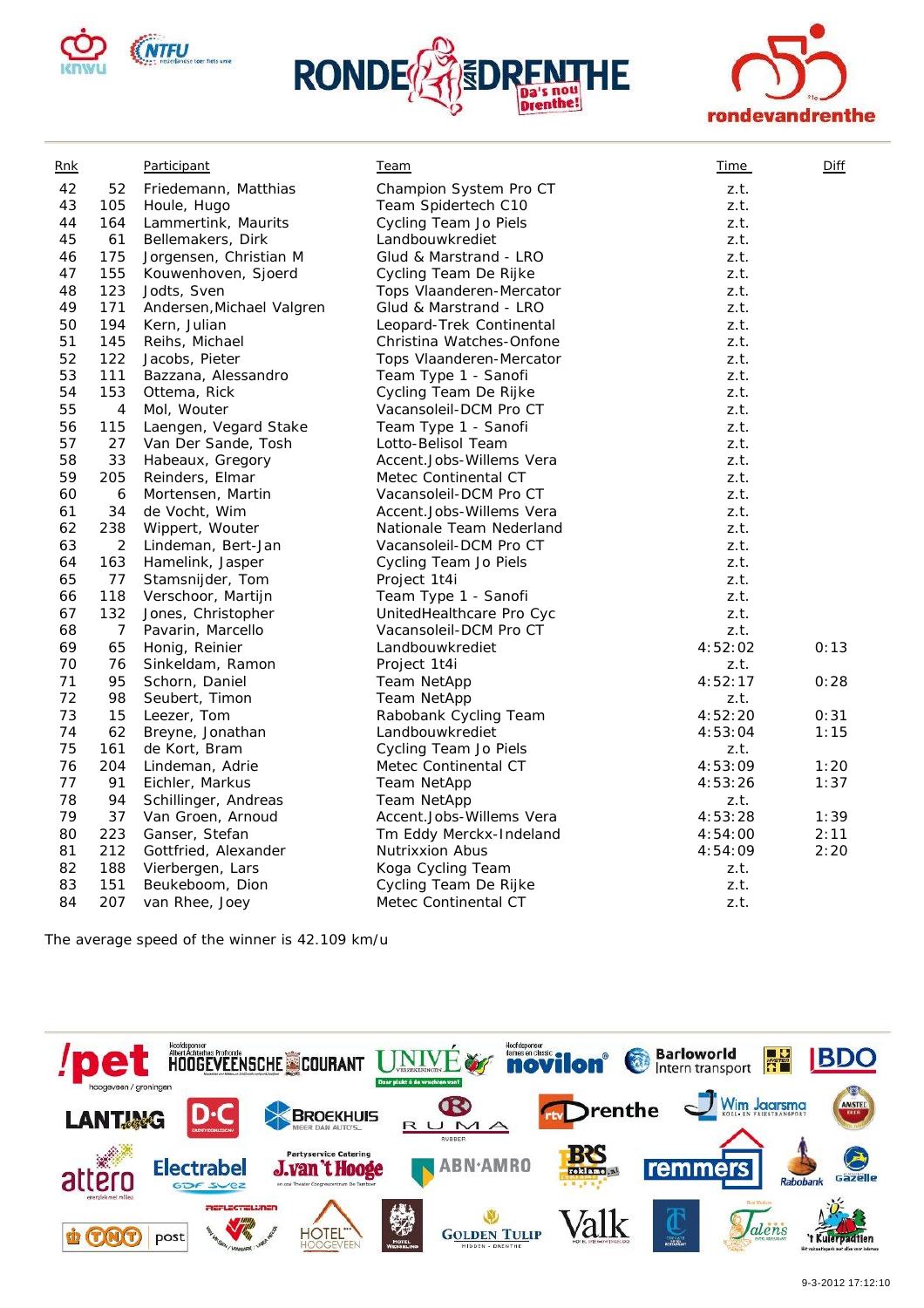| Rnk | | Participant | Team | Time | Diff |
|---|---|---|---|---|---|
| 42 | 52 | Friedemann, Matthias | Champion System Pro CT | z.t. | |
| 43 | 105 | Houle, Hugo | Team Spidertech C10 | z.t. | |
| 44 | 164 | Lammertink, Maurits | Cycling Team Jo Piels | z.t. | |
| 45 | 61 | Bellemakers, Dirk | Landbouwkrediet | z.t. | |
| 46 | 175 | Jorgensen, Christian M | Glud & Marstrand - LRO | z.t. | |
| 47 | 155 | Kouwenhoven, Sjoerd | Cycling Team De Rijke | z.t. | |
| 48 | 123 | Jodts, Sven | Tops Vlaanderen-Mercator | z.t. | |
| 49 | 171 | Andersen,Michael Valgren | Glud & Marstrand - LRO | z.t. | |
| 50 | 194 | Kern, Julian | Leopard-Trek Continental | z.t. | |
| 51 | 145 | Reihs, Michael | Christina Watches-Onfone | z.t. | |
| 52 | 122 | Jacobs, Pieter | Tops Vlaanderen-Mercator | z.t. | |
| 53 | 111 | Bazzana, Alessandro | Team Type 1 - Sanofi | z.t. | |
| 54 | 153 | Ottema, Rick | Cycling Team De Rijke | z.t. | |
| 55 | 4 | Mol, Wouter | Vacansoleil-DCM Pro CT | z.t. | |
| 56 | 115 | Laengen, Vegard Stake | Team Type 1 - Sanofi | z.t. | |
| 57 | 27 | Van Der Sande, Tosh | Lotto-Belisol Team | z.t. | |
| 58 | 33 | Habeaux, Gregory | Accent.Jobs-Willems Vera | z.t. | |
| 59 | 205 | Reinders, Elmar | Metec Continental CT | z.t. | |
| 60 | 6 | Mortensen, Martin | Vacansoleil-DCM Pro CT | z.t. | |
| 61 | 34 | de Vocht, Wim | Accent.Jobs-Willems Vera | z.t. | |
| 62 | 238 | Wippert, Wouter | Nationale Team Nederland | z.t. | |
| 63 | 2 | Lindeman, Bert-Jan | Vacansoleil-DCM Pro CT | z.t. | |
| 64 | 163 | Hamelink, Jasper | Cycling Team Jo Piels | z.t. | |
| 65 | 77 | Stamsnijder, Tom | Project 1t4i | z.t. | |
| 66 | 118 | Verschoor, Martijn | Team Type 1 - Sanofi | z.t. | |
| 67 | 132 | Jones, Christopher | UnitedHealthcare Pro Cyc | z.t. | |
| 68 | 7 | Pavarin, Marcello | Vacansoleil-DCM Pro CT | z.t. | |
| 69 | 65 | Honig, Reinier | Landbouwkrediet | 4:52:02 | 0:13 |
| 70 | 76 | Sinkeldam, Ramon | Project 1t4i | z.t. | |
| 71 | 95 | Schorn, Daniel | Team NetApp | 4:52:17 | 0:28 |
| 72 | 98 | Seubert, Timon | Team NetApp | z.t. | |
| 73 | 15 | Leezer, Tom | Rabobank Cycling Team | 4:52:20 | 0:31 |
| 74 | 62 | Breyne, Jonathan | Landbouwkrediet | 4:53:04 | 1:15 |
| 75 | 161 | de Kort, Bram | Cycling Team Jo Piels | z.t. | |
| 76 | 204 | Lindeman, Adrie | Metec Continental CT | 4:53:09 | 1:20 |
| 77 | 91 | Eichler, Markus | Team NetApp | 4:53:26 | 1:37 |
| 78 | 94 | Schillinger, Andreas | Team NetApp | z.t. | |
| 79 | 37 | Van Groen, Arnoud | Accent.Jobs-Willems Vera | 4:53:28 | 1:39 |
| 80 | 223 | Ganser, Stefan | Tm Eddy Merckx-Indeland | 4:54:00 | 2:11 |
| 81 | 212 | Gottfried, Alexander | Nutrixxion Abus | 4:54:09 | 2:20 |
| 82 | 188 | Vierbergen, Lars | Koga Cycling Team | z.t. | |
| 83 | 151 | Beukeboom, Dion | Cycling Team De Rijke | z.t. | |
| 84 | 207 | van Rhee, Joey | Metec Continental CT | z.t. | |

The average speed of the winner is 42.109 km/u

9-3-2012 17:12:10